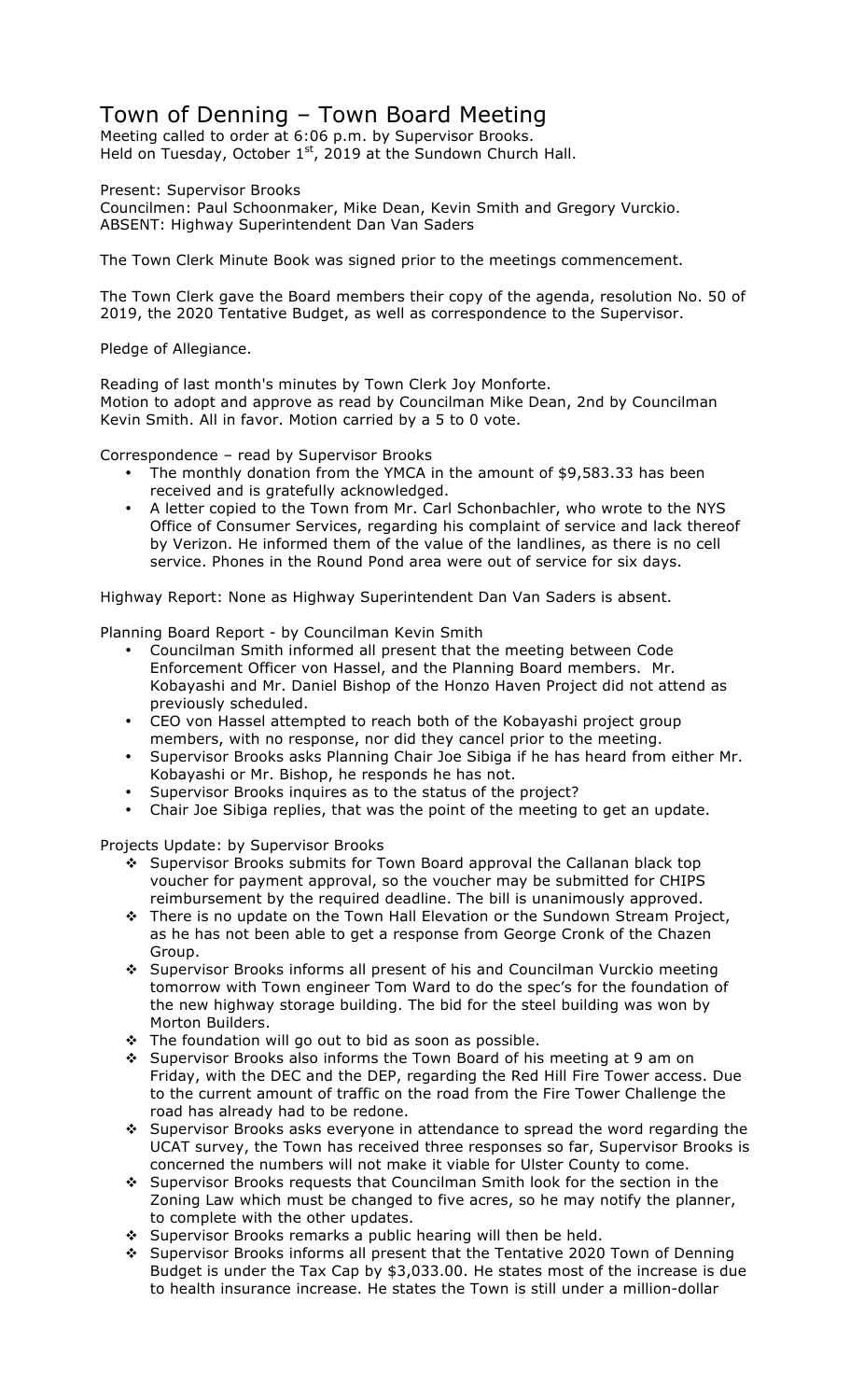# Town of Denning – Town Board Meeting

Meeting called to order at 6:06 p.m. by Supervisor Brooks.
Held on Tuesday, October 1st, 2019 at the Sundown Church Hall.

Present: Supervisor Brooks
Councilmen: Paul Schoonmaker, Mike Dean, Kevin Smith and Gregory Vurckio.
ABSENT: Highway Superintendent Dan Van Saders

The Town Clerk Minute Book was signed prior to the meetings commencement.

The Town Clerk gave the Board members their copy of the agenda, resolution No. 50 of 2019, the 2020 Tentative Budget, as well as correspondence to the Supervisor.

Pledge of Allegiance.

Reading of last month's minutes by Town Clerk Joy Monforte.
Motion to adopt and approve as read by Councilman Mike Dean, 2nd by Councilman Kevin Smith. All in favor. Motion carried by a 5 to 0 vote.

Correspondence – read by Supervisor Brooks

- The monthly donation from the YMCA in the amount of $9,583.33 has been received and is gratefully acknowledged.
- A letter copied to the Town from Mr. Carl Schonbachler, who wrote to the NYS Office of Consumer Services, regarding his complaint of service and lack thereof by Verizon. He informed them of the value of the landlines, as there is no cell service. Phones in the Round Pond area were out of service for six days.

Highway Report: None as Highway Superintendent Dan Van Saders is absent.

Planning Board Report - by Councilman Kevin Smith

- Councilman Smith informed all present that the meeting between Code Enforcement Officer von Hassel, and the Planning Board members. Mr. Kobayashi and Mr. Daniel Bishop of the Honzo Haven Project did not attend as previously scheduled.
- CEO von Hassel attempted to reach both of the Kobayashi project group members, with no response, nor did they cancel prior to the meeting.
- Supervisor Brooks asks Planning Chair Joe Sibiga if he has heard from either Mr. Kobayashi or Mr. Bishop, he responds he has not.
- Supervisor Brooks inquires as to the status of the project?
- Chair Joe Sibiga replies, that was the point of the meeting to get an update.

Projects Update: by Supervisor Brooks

- Supervisor Brooks submits for Town Board approval the Callanan black top voucher for payment approval, so the voucher may be submitted for CHIPS reimbursement by the required deadline. The bill is unanimously approved.
- There is no update on the Town Hall Elevation or the Sundown Stream Project, as he has not been able to get a response from George Cronk of the Chazen Group.
- Supervisor Brooks informs all present of his and Councilman Vurckio meeting tomorrow with Town engineer Tom Ward to do the spec's for the foundation of the new highway storage building. The bid for the steel building was won by Morton Builders.
- The foundation will go out to bid as soon as possible.
- Supervisor Brooks also informs the Town Board of his meeting at 9 am on Friday, with the DEC and the DEP, regarding the Red Hill Fire Tower access. Due to the current amount of traffic on the road from the Fire Tower Challenge the road has already had to be redone.
- Supervisor Brooks asks everyone in attendance to spread the word regarding the UCAT survey, the Town has received three responses so far, Supervisor Brooks is concerned the numbers will not make it viable for Ulster County to come.
- Supervisor Brooks requests that Councilman Smith look for the section in the Zoning Law which must be changed to five acres, so he may notify the planner, to complete with the other updates.
- Supervisor Brooks remarks a public hearing will then be held.
- Supervisor Brooks informs all present that the Tentative 2020 Town of Denning Budget is under the Tax Cap by $3,033.00. He states most of the increase is due to health insurance increase. He states the Town is still under a million-dollar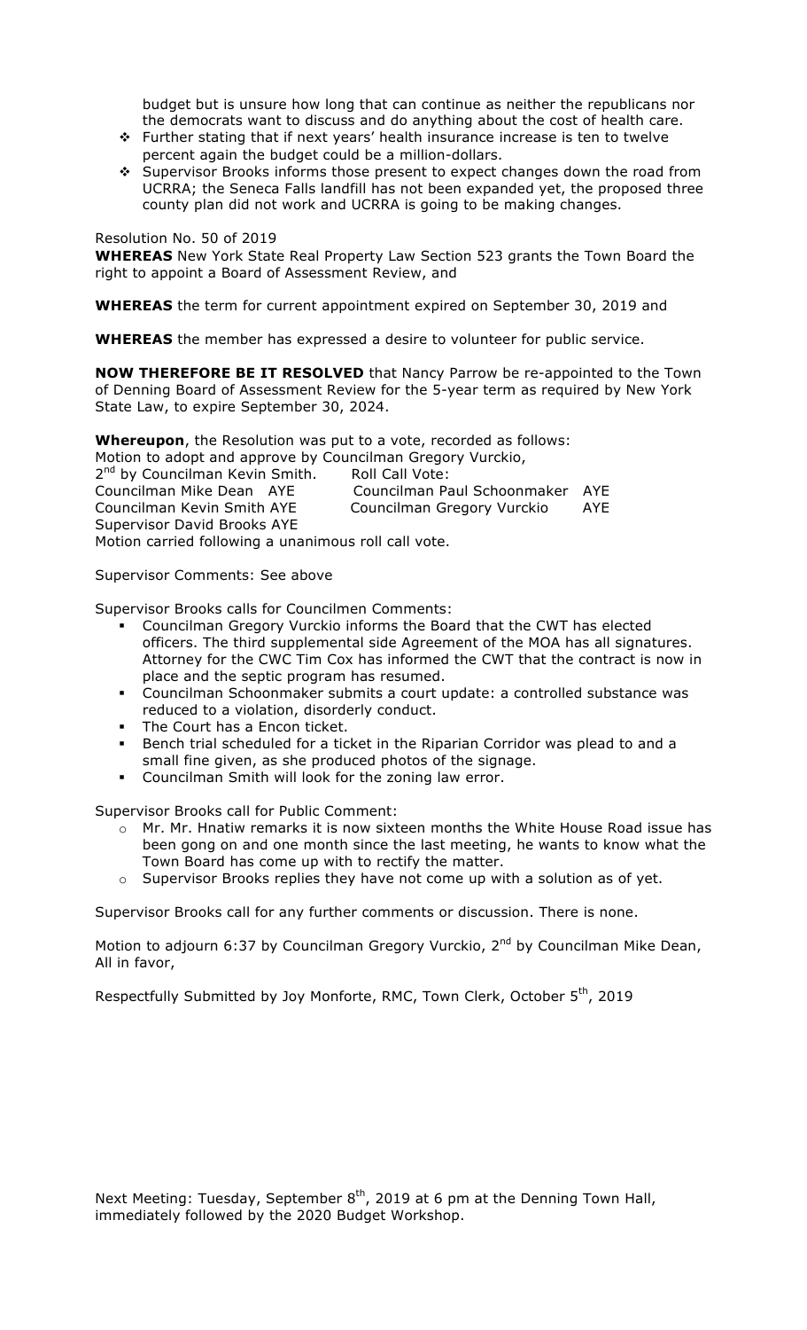budget but is unsure how long that can continue as neither the republicans nor the democrats want to discuss and do anything about the cost of health care.

- Further stating that if next years' health insurance increase is ten to twelve percent again the budget could be a million-dollars.
- Supervisor Brooks informs those present to expect changes down the road from UCRRA; the Seneca Falls landfill has not been expanded yet, the proposed three county plan did not work and UCRRA is going to be making changes.

Resolution No. 50 of 2019

**WHEREAS** New York State Real Property Law Section 523 grants the Town Board the right to appoint a Board of Assessment Review, and

**WHEREAS** the term for current appointment expired on September 30, 2019 and

**WHEREAS** the member has expressed a desire to volunteer for public service.

**NOW THEREFORE BE IT RESOLVED** that Nancy Parrow be re-appointed to the Town of Denning Board of Assessment Review for the 5-year term as required by New York State Law, to expire September 30, 2024.

**Whereupon**, the Resolution was put to a vote, recorded as follows:
Motion to adopt and approve by Councilman Gregory Vurckio,
2nd by Councilman Kevin Smith. Roll Call Vote:
Councilman Mike Dean AYE Councilman Paul Schoonmaker AYE
Councilman Kevin Smith AYE Councilman Gregory Vurckio AYE
Supervisor David Brooks AYE
Motion carried following a unanimous roll call vote.

Supervisor Comments: See above

Supervisor Brooks calls for Councilmen Comments:

- Councilman Gregory Vurckio informs the Board that the CWT has elected officers. The third supplemental side Agreement of the MOA has all signatures. Attorney for the CWC Tim Cox has informed the CWT that the contract is now in place and the septic program has resumed.
- Councilman Schoonmaker submits a court update: a controlled substance was reduced to a violation, disorderly conduct.
- The Court has a Encon ticket.
- Bench trial scheduled for a ticket in the Riparian Corridor was plead to and a small fine given, as she produced photos of the signage.
- Councilman Smith will look for the zoning law error.

Supervisor Brooks call for Public Comment:

- Mr. Mr. Hnatiw remarks it is now sixteen months the White House Road issue has been gong on and one month since the last meeting, he wants to know what the Town Board has come up with to rectify the matter.
- Supervisor Brooks replies they have not come up with a solution as of yet.

Supervisor Brooks call for any further comments or discussion. There is none.

Motion to adjourn 6:37 by Councilman Gregory Vurckio, 2nd by Councilman Mike Dean, All in favor,

Respectfully Submitted by Joy Monforte, RMC, Town Clerk, October 5th, 2019

Next Meeting: Tuesday, September 8th, 2019 at 6 pm at the Denning Town Hall, immediately followed by the 2020 Budget Workshop.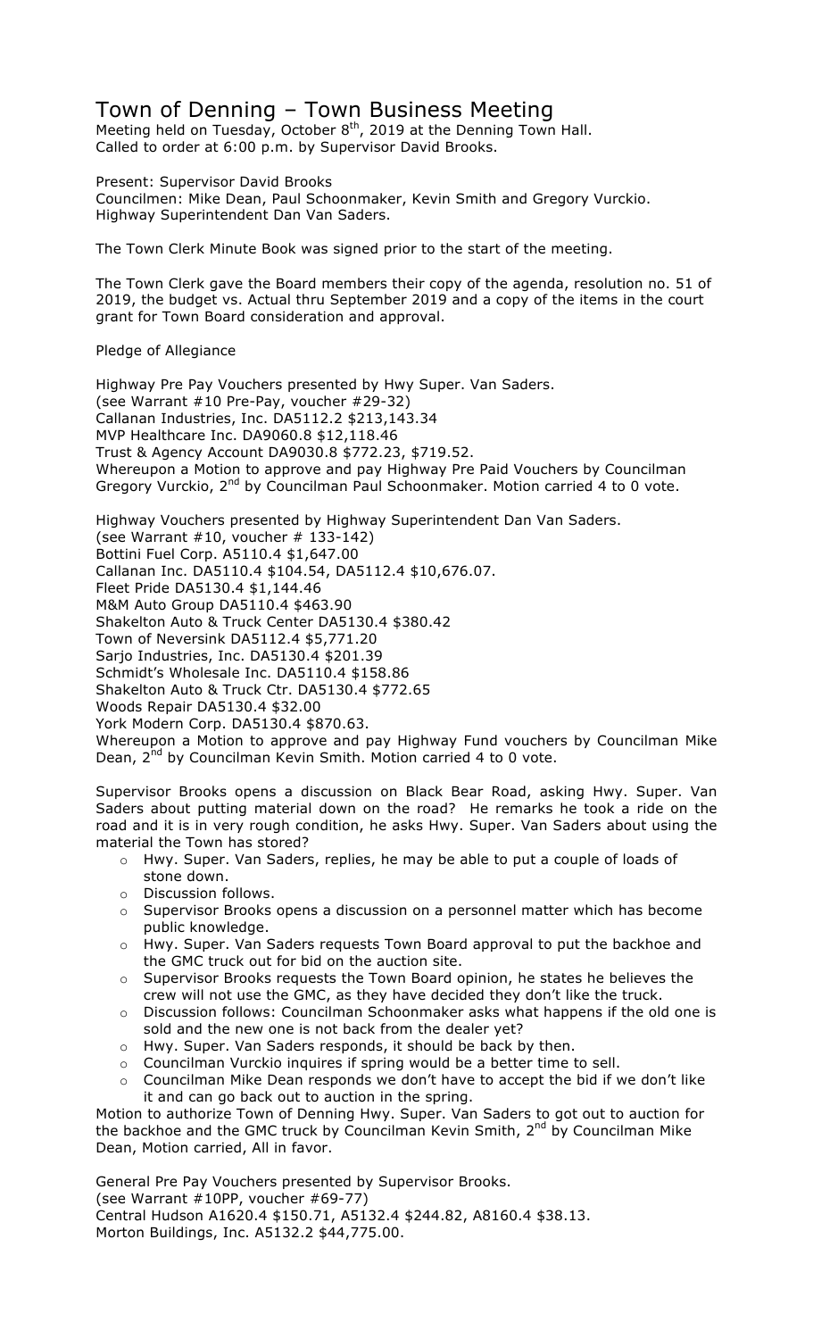# Town of Denning – Town Business Meeting

Meeting held on Tuesday, October 8th, 2019 at the Denning Town Hall.
Called to order at 6:00 p.m. by Supervisor David Brooks.

Present: Supervisor David Brooks
Councilmen: Mike Dean, Paul Schoonmaker, Kevin Smith and Gregory Vurckio.
Highway Superintendent Dan Van Saders.

The Town Clerk Minute Book was signed prior to the start of the meeting.

The Town Clerk gave the Board members their copy of the agenda, resolution no. 51 of 2019, the budget vs. Actual thru September 2019 and a copy of the items in the court grant for Town Board consideration and approval.

Pledge of Allegiance

Highway Pre Pay Vouchers presented by Hwy Super. Van Saders.
(see Warrant #10 Pre-Pay, voucher #29-32)
Callanan Industries, Inc. DA5112.2 $213,143.34
MVP Healthcare Inc. DA9060.8 $12,118.46
Trust & Agency Account DA9030.8 $772.23, $719.52.
Whereupon a Motion to approve and pay Highway Pre Paid Vouchers by Councilman Gregory Vurckio, 2nd by Councilman Paul Schoonmaker. Motion carried 4 to 0 vote.

Highway Vouchers presented by Highway Superintendent Dan Van Saders.
(see Warrant #10, voucher # 133-142)
Bottini Fuel Corp. A5110.4 $1,647.00
Callanan Inc. DA5110.4 $104.54, DA5112.4 $10,676.07.
Fleet Pride DA5130.4 $1,144.46
M&M Auto Group DA5110.4 $463.90
Shakelton Auto & Truck Center DA5130.4 $380.42
Town of Neversink DA5112.4 $5,771.20
Sarjo Industries, Inc. DA5130.4 $201.39
Schmidt's Wholesale Inc. DA5110.4 $158.86
Shakelton Auto & Truck Ctr. DA5130.4 $772.65
Woods Repair DA5130.4 $32.00
York Modern Corp. DA5130.4 $870.63.
Whereupon a Motion to approve and pay Highway Fund vouchers by Councilman Mike Dean, 2nd by Councilman Kevin Smith. Motion carried 4 to 0 vote.

Supervisor Brooks opens a discussion on Black Bear Road, asking Hwy. Super. Van Saders about putting material down on the road? He remarks he took a ride on the road and it is in very rough condition, he asks Hwy. Super. Van Saders about using the material the Town has stored?

- Hwy. Super. Van Saders, replies, he may be able to put a couple of loads of stone down.
- Discussion follows.
- Supervisor Brooks opens a discussion on a personnel matter which has become public knowledge.
- Hwy. Super. Van Saders requests Town Board approval to put the backhoe and the GMC truck out for bid on the auction site.
- Supervisor Brooks requests the Town Board opinion, he states he believes the crew will not use the GMC, as they have decided they don't like the truck.
- Discussion follows: Councilman Schoonmaker asks what happens if the old one is sold and the new one is not back from the dealer yet?
- Hwy. Super. Van Saders responds, it should be back by then.
- Councilman Vurckio inquires if spring would be a better time to sell.
- Councilman Mike Dean responds we don't have to accept the bid if we don't like it and can go back out to auction in the spring.

Motion to authorize Town of Denning Hwy. Super. Van Saders to got out to auction for the backhoe and the GMC truck by Councilman Kevin Smith, 2nd by Councilman Mike Dean, Motion carried, All in favor.

General Pre Pay Vouchers presented by Supervisor Brooks.
(see Warrant #10PP, voucher #69-77)
Central Hudson A1620.4 $150.71, A5132.4 $244.82, A8160.4 $38.13.
Morton Buildings, Inc. A5132.2 $44,775.00.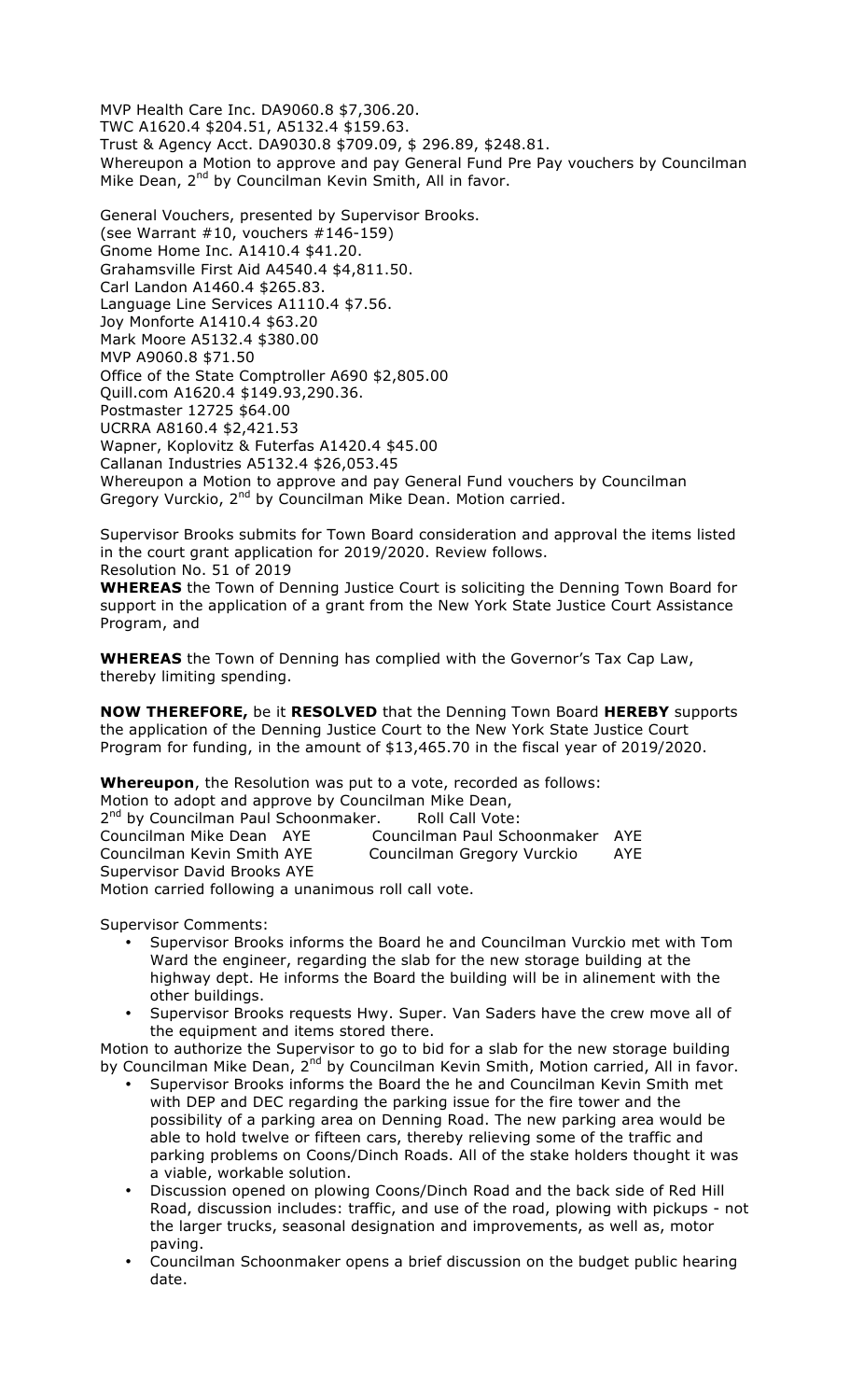MVP Health Care Inc. DA9060.8 $7,306.20.
TWC A1620.4 $204.51, A5132.4 $159.63.
Trust & Agency Acct. DA9030.8 $709.09, $ 296.89, $248.81.
Whereupon a Motion to approve and pay General Fund Pre Pay vouchers by Councilman Mike Dean, 2nd by Councilman Kevin Smith, All in favor.

General Vouchers, presented by Supervisor Brooks.
(see Warrant #10, vouchers #146-159)
Gnome Home Inc. A1410.4 $41.20.
Grahamsville First Aid A4540.4 $4,811.50.
Carl Landon A1460.4 $265.83.
Language Line Services A1110.4 $7.56.
Joy Monforte A1410.4 $63.20
Mark Moore A5132.4 $380.00
MVP A9060.8 $71.50
Office of the State Comptroller A690 $2,805.00
Quill.com A1620.4 $149.93,290.36.
Postmaster 12725 $64.00
UCRRA A8160.4 $2,421.53
Wapner, Koplovitz & Futerfas A1420.4 $45.00
Callanan Industries A5132.4 $26,053.45
Whereupon a Motion to approve and pay General Fund vouchers by Councilman Gregory Vurckio, 2nd by Councilman Mike Dean. Motion carried.

Supervisor Brooks submits for Town Board consideration and approval the items listed in the court grant application for 2019/2020. Review follows.
Resolution No. 51 of 2019

**WHEREAS** the Town of Denning Justice Court is soliciting the Denning Town Board for support in the application of a grant from the New York State Justice Court Assistance Program, and

**WHEREAS** the Town of Denning has complied with the Governor's Tax Cap Law, thereby limiting spending.

**NOW THEREFORE,** be it **RESOLVED** that the Denning Town Board **HEREBY** supports the application of the Denning Justice Court to the New York State Justice Court Program for funding, in the amount of $13,465.70 in the fiscal year of 2019/2020.

**Whereupon**, the Resolution was put to a vote, recorded as follows:
Motion to adopt and approve by Councilman Mike Dean,
2nd by Councilman Paul Schoonmaker. Roll Call Vote:
Councilman Mike Dean AYE Councilman Paul Schoonmaker AYE
Councilman Kevin Smith AYE Councilman Gregory Vurckio AYE
Supervisor David Brooks AYE
Motion carried following a unanimous roll call vote.

Supervisor Comments:

- Supervisor Brooks informs the Board he and Councilman Vurckio met with Tom Ward the engineer, regarding the slab for the new storage building at the highway dept. He informs the Board the building will be in alinement with the other buildings.
- Supervisor Brooks requests Hwy. Super. Van Saders have the crew move all of the equipment and items stored there.

Motion to authorize the Supervisor to go to bid for a slab for the new storage building by Councilman Mike Dean, 2nd by Councilman Kevin Smith, Motion carried, All in favor.

- Supervisor Brooks informs the Board the he and Councilman Kevin Smith met with DEP and DEC regarding the parking issue for the fire tower and the possibility of a parking area on Denning Road. The new parking area would be able to hold twelve or fifteen cars, thereby relieving some of the traffic and parking problems on Coons/Dinch Roads. All of the stake holders thought it was a viable, workable solution.
- Discussion opened on plowing Coons/Dinch Road and the back side of Red Hill Road, discussion includes: traffic, and use of the road, plowing with pickups - not the larger trucks, seasonal designation and improvements, as well as, motor paving.
- Councilman Schoonmaker opens a brief discussion on the budget public hearing date.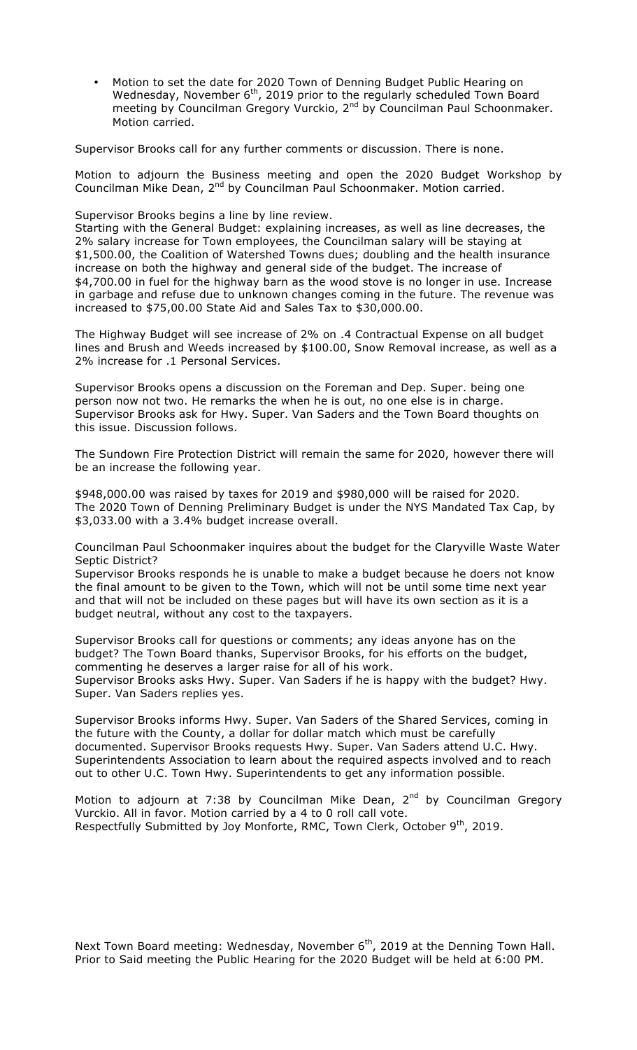- Motion to set the date for 2020 Town of Denning Budget Public Hearing on Wednesday, November 6th, 2019 prior to the regularly scheduled Town Board meeting by Councilman Gregory Vurckio, 2nd by Councilman Paul Schoonmaker. Motion carried.

Supervisor Brooks call for any further comments or discussion. There is none.

Motion to adjourn the Business meeting and open the 2020 Budget Workshop by Councilman Mike Dean, 2nd by Councilman Paul Schoonmaker. Motion carried.

Supervisor Brooks begins a line by line review.
Starting with the General Budget: explaining increases, as well as line decreases, the 2% salary increase for Town employees, the Councilman salary will be staying at $1,500.00, the Coalition of Watershed Towns dues; doubling and the health insurance increase on both the highway and general side of the budget. The increase of $4,700.00 in fuel for the highway barn as the wood stove is no longer in use. Increase in garbage and refuse due to unknown changes coming in the future. The revenue was increased to $75,00.00 State Aid and Sales Tax to $30,000.00.

The Highway Budget will see increase of 2% on .4 Contractual Expense on all budget lines and Brush and Weeds increased by $100.00, Snow Removal increase, as well as a 2% increase for .1 Personal Services.

Supervisor Brooks opens a discussion on the Foreman and Dep. Super. being one person now not two. He remarks the when he is out, no one else is in charge. Supervisor Brooks ask for Hwy. Super. Van Saders and the Town Board thoughts on this issue. Discussion follows.

The Sundown Fire Protection District will remain the same for 2020, however there will be an increase the following year.

$948,000.00 was raised by taxes for 2019 and $980,000 will be raised for 2020. The 2020 Town of Denning Preliminary Budget is under the NYS Mandated Tax Cap, by $3,033.00 with a 3.4% budget increase overall.

Councilman Paul Schoonmaker inquires about the budget for the Claryville Waste Water Septic District?
Supervisor Brooks responds he is unable to make a budget because he doers not know the final amount to be given to the Town, which will not be until some time next year and that will not be included on these pages but will have its own section as it is a budget neutral, without any cost to the taxpayers.

Supervisor Brooks call for questions or comments; any ideas anyone has on the budget? The Town Board thanks, Supervisor Brooks, for his efforts on the budget, commenting he deserves a larger raise for all of his work.
Supervisor Brooks asks Hwy. Super. Van Saders if he is happy with the budget? Hwy. Super. Van Saders replies yes.

Supervisor Brooks informs Hwy. Super. Van Saders of the Shared Services, coming in the future with the County, a dollar for dollar match which must be carefully documented. Supervisor Brooks requests Hwy. Super. Van Saders attend U.C. Hwy. Superintendents Association to learn about the required aspects involved and to reach out to other U.C. Town Hwy. Superintendents to get any information possible.

Motion to adjourn at 7:38 by Councilman Mike Dean, 2nd by Councilman Gregory Vurckio. All in favor. Motion carried by a 4 to 0 roll call vote.
Respectfully Submitted by Joy Monforte, RMC, Town Clerk, October 9th, 2019.

Next Town Board meeting: Wednesday, November 6th, 2019 at the Denning Town Hall. Prior to Said meeting the Public Hearing for the 2020 Budget will be held at 6:00 PM.